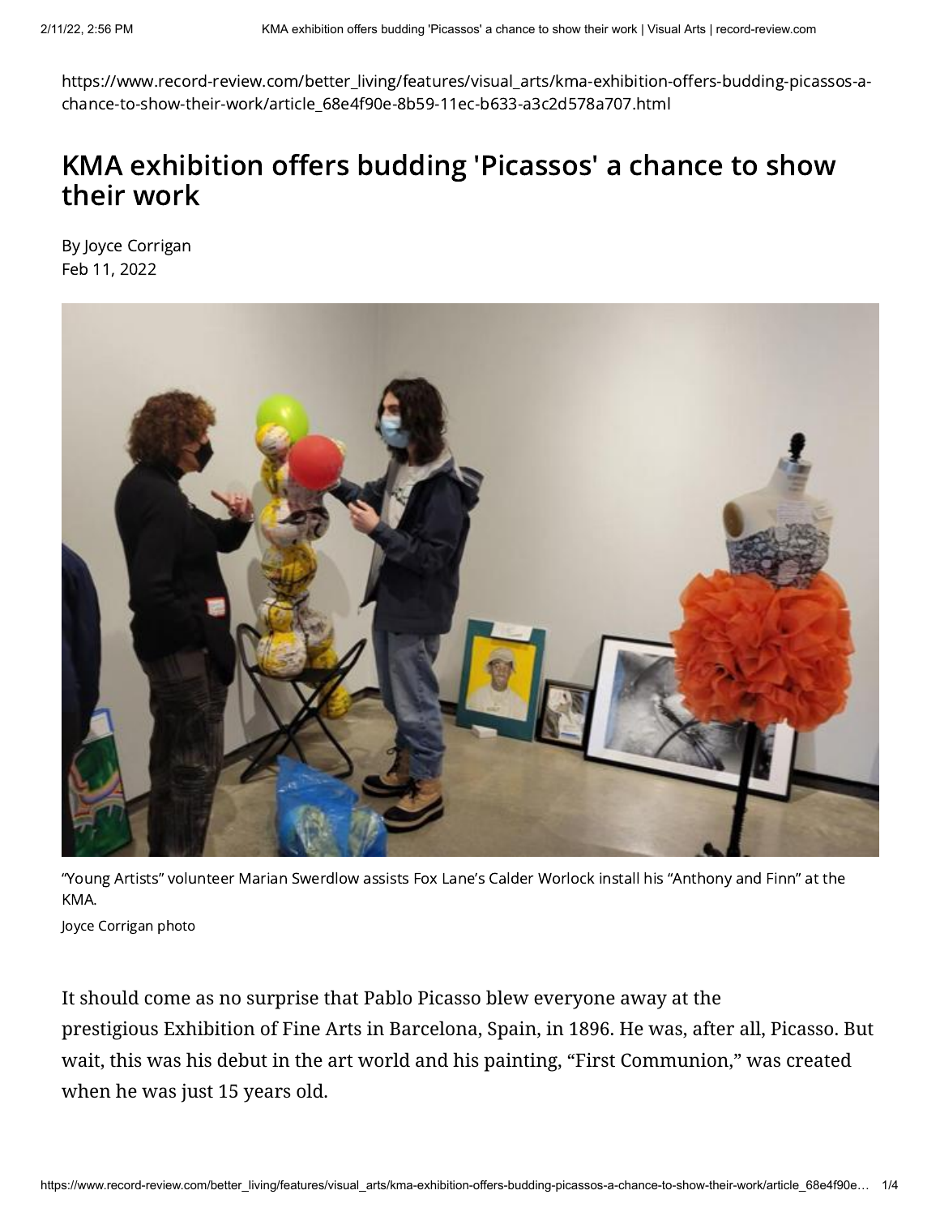https://www.record-review.com/better_living/features/visual_arts/kma-exhibition-offers-budding-picassos-a-chance-to-show-their-work/article_68e4f90e-8b59-11ec-b633-a3c2d578a707.html

# KMA exhibition offers budding 'Picassos' a chance to show their work

By Joyce Corrigan
Feb 11, 2022

"Young Artists" volunteer Marian Swerdlow assists Fox Lane's Calder Worlock install his "Anthony and Finn" at the KMA.

Joyce Corrigan photo

It should come as no surprise that Pablo Picasso blew everyone away at the prestigious Exhibition of Fine Arts in Barcelona, Spain, in 1896. He was, after all, Picasso. But wait, this was his debut in the art world and his painting, "First Communion," was created when he was just 15 years old.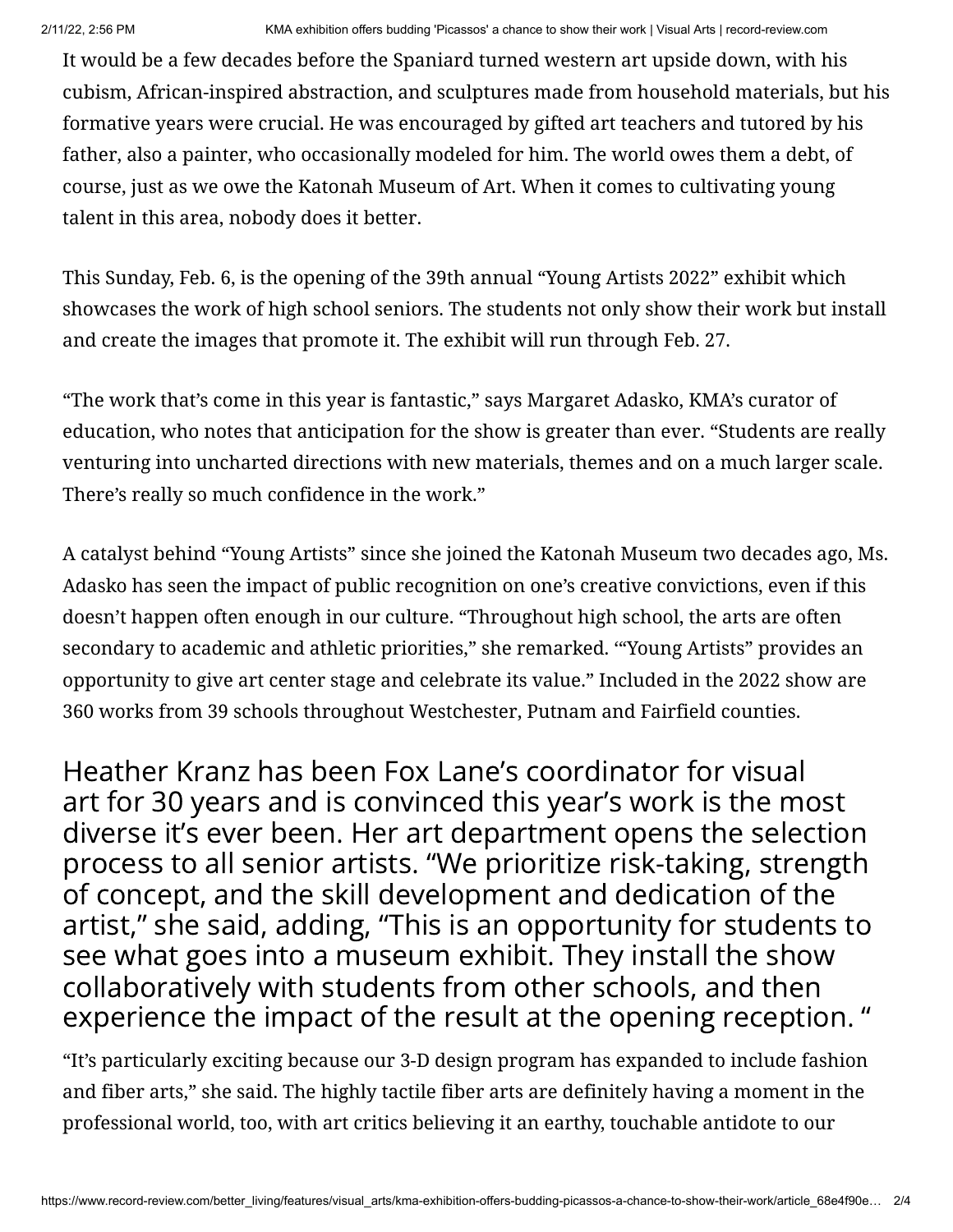It would be a few decades before the Spaniard turned western art upside down, with his cubism, African-inspired abstraction, and sculptures made from household materials, but his formative years were crucial. He was encouraged by gifted art teachers and tutored by his father, also a painter, who occasionally modeled for him. The world owes them a debt, of course, just as we owe the Katonah Museum of Art. When it comes to cultivating young talent in this area, nobody does it better.

This Sunday, Feb. 6, is the opening of the 39th annual "Young Artists 2022" exhibit which showcases the work of high school seniors. The students not only show their work but install and create the images that promote it. The exhibit will run through Feb. 27.

"The work that's come in this year is fantastic," says Margaret Adasko, KMA's curator of education, who notes that anticipation for the show is greater than ever. "Students are really venturing into uncharted directions with new materials, themes and on a much larger scale. There's really so much confidence in the work."

A catalyst behind "Young Artists" since she joined the Katonah Museum two decades ago, Ms. Adasko has seen the impact of public recognition on one's creative convictions, even if this doesn't happen often enough in our culture. "Throughout high school, the arts are often secondary to academic and athletic priorities," she remarked. '"Young Artists" provides an opportunity to give art center stage and celebrate its value." Included in the 2022 show are 360 works from 39 schools throughout Westchester, Putnam and Fairfield counties.

Heather Kranz has been Fox Lane's coordinator for visual art for 30 years and is convinced this year's work is the most diverse it's ever been. Her art department opens the selection process to all senior artists. "We prioritize risk-taking, strength of concept, and the skill development and dedication of the artist," she said, adding, "This is an opportunity for students to see what goes into a museum exhibit. They install the show collaboratively with students from other schools, and then experience the impact of the result at the opening reception. "

"It's particularly exciting because our 3-D design program has expanded to include fashion and fiber arts," she said. The highly tactile fiber arts are definitely having a moment in the professional world, too, with art critics believing it an earthy, touchable antidote to our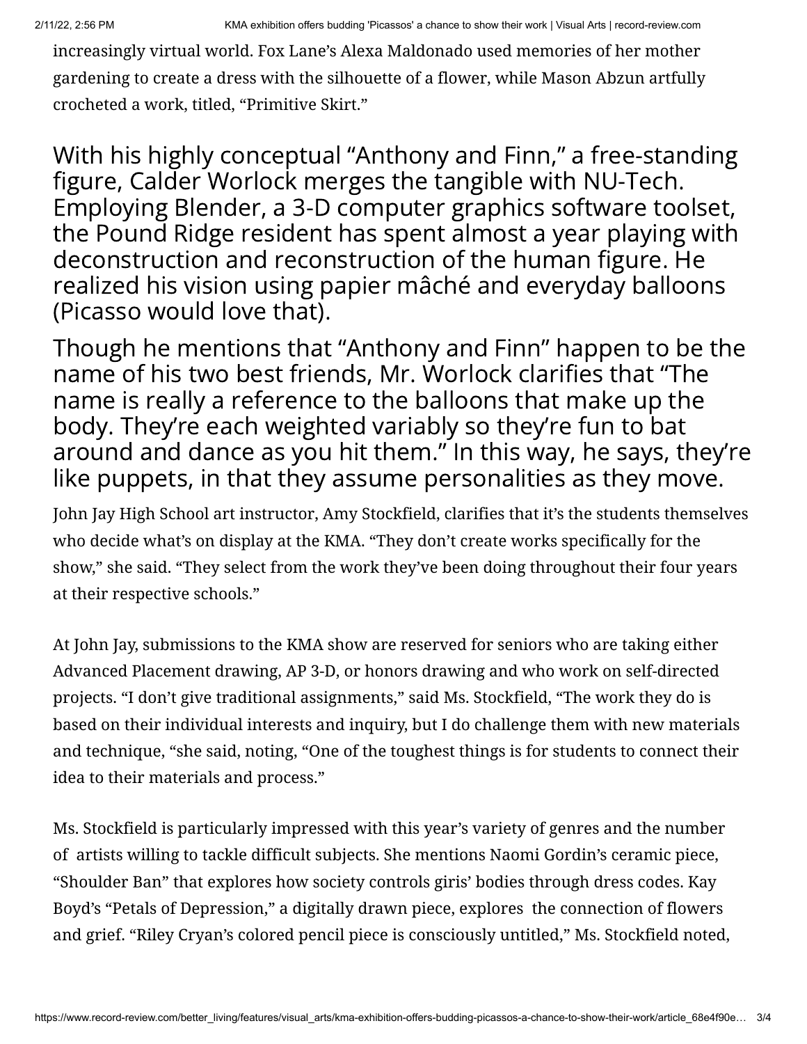increasingly virtual world. Fox Lane's Alexa Maldonado used memories of her mother gardening to create a dress with the silhouette of a flower, while Mason Abzun artfully crocheted a work, titled, "Primitive Skirt."

With his highly conceptual "Anthony and Finn," a free-standing figure, Calder Worlock merges the tangible with NU-Tech. Employing Blender, a 3-D computer graphics software toolset, the Pound Ridge resident has spent almost a year playing with deconstruction and reconstruction of the human figure. He realized his vision using papier mâché and everyday balloons (Picasso would love that).

Though he mentions that "Anthony and Finn" happen to be the name of his two best friends, Mr. Worlock clarifies that "The name is really a reference to the balloons that make up the body. They're each weighted variably so they're fun to bat around and dance as you hit them." In this way, he says, they're like puppets, in that they assume personalities as they move.

John Jay High School art instructor, Amy Stockfield, clarifies that it's the students themselves who decide what's on display at the KMA. "They don't create works specifically for the show," she said. "They select from the work they've been doing throughout their four years at their respective schools."

At John Jay, submissions to the KMA show are reserved for seniors who are taking either Advanced Placement drawing, AP 3-D, or honors drawing and who work on self-directed projects. "I don't give traditional assignments," said Ms. Stockfield, "The work they do is based on their individual interests and inquiry, but I do challenge them with new materials and technique, "she said, noting, "One of the toughest things is for students to connect their idea to their materials and process."

Ms. Stockfield is particularly impressed with this year's variety of genres and the number of artists willing to tackle difficult subjects. She mentions Naomi Gordin's ceramic piece, "Shoulder Ban" that explores how society controls giris' bodies through dress codes. Kay Boyd's "Petals of Depression," a digitally drawn piece, explores the connection of flowers and grief. "Riley Cryan's colored pencil piece is consciously untitled," Ms. Stockfield noted,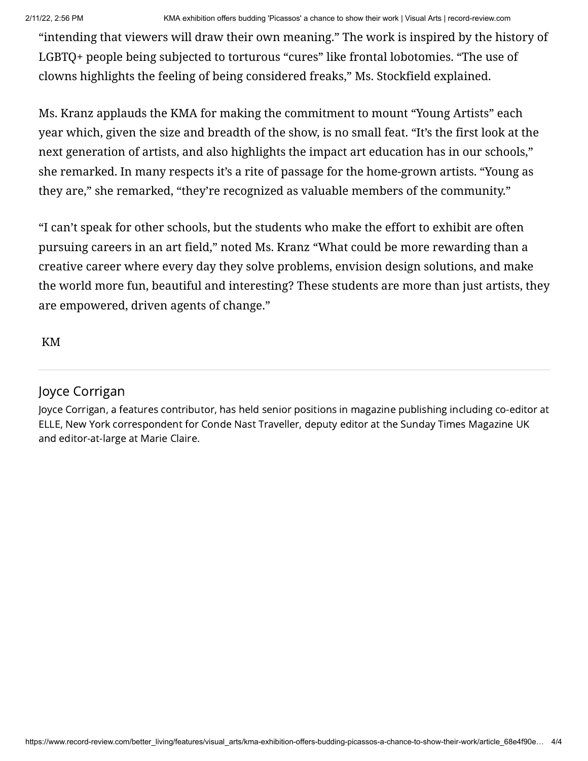"intending that viewers will draw their own meaning." The work is inspired by the history of LGBTQ+ people being subjected to torturous "cures" like frontal lobotomies. "The use of clowns highlights the feeling of being considered freaks," Ms. Stockfield explained.

Ms. Kranz applauds the KMA for making the commitment to mount "Young Artists" each year which, given the size and breadth of the show, is no small feat. "It's the first look at the next generation of artists, and also highlights the impact art education has in our schools," she remarked. In many respects it's a rite of passage for the home-grown artists. "Young as they are," she remarked, "they're recognized as valuable members of the community."

"I can't speak for other schools, but the students who make the effort to exhibit are often pursuing careers in an art field," noted Ms. Kranz "What could be more rewarding than a creative career where every day they solve problems, envision design solutions, and make the world more fun, beautiful and interesting? These students are more than just artists, they are empowered, driven agents of change."

KM

---

## Joyce Corrigan

Joyce Corrigan, a features contributor, has held senior positions in magazine publishing including co-editor at ELLE, New York correspondent for Conde Nast Traveller, deputy editor at the Sunday Times Magazine UK and editor-at-large at Marie Claire.